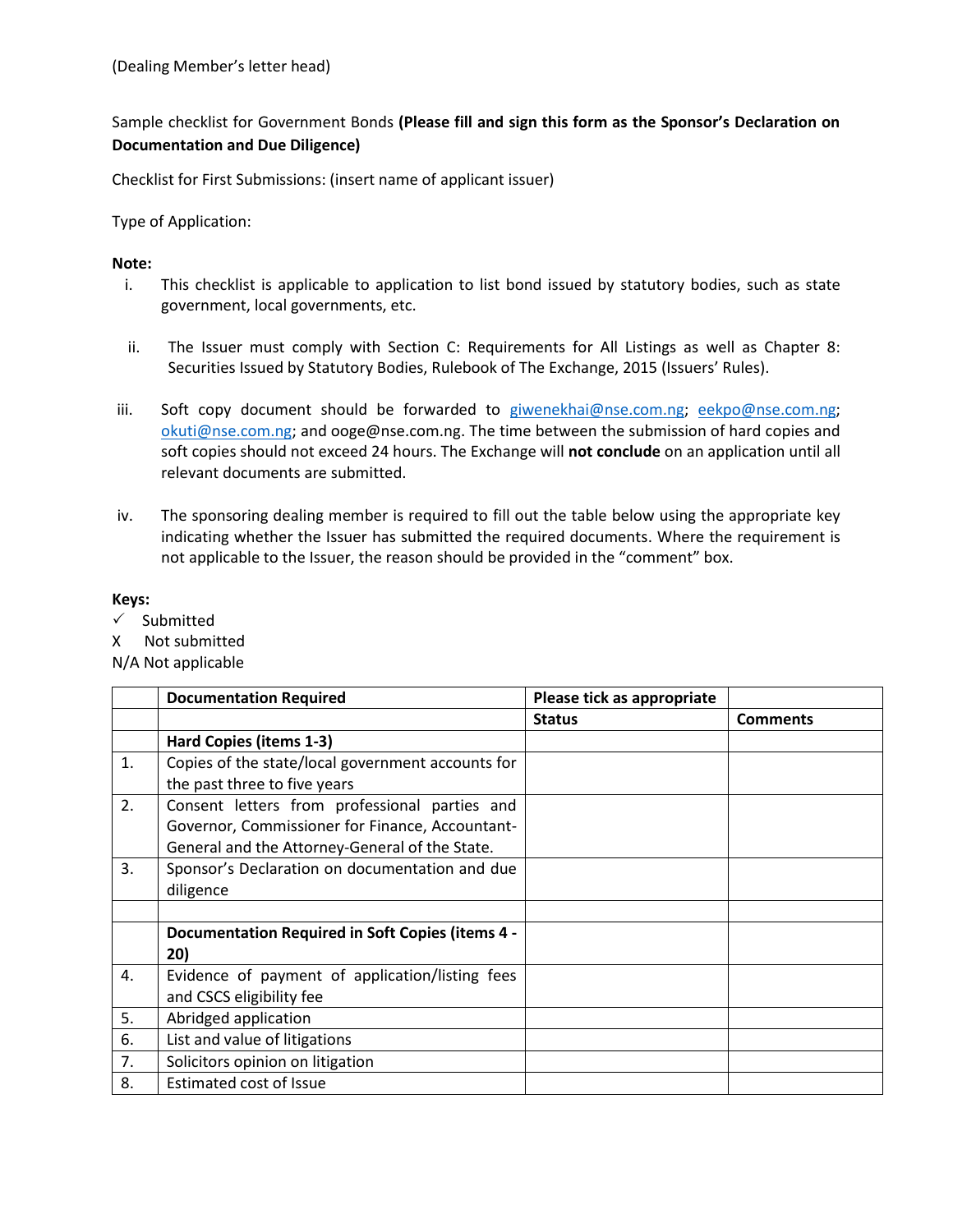(Dealing Member's letter head)

Sample checklist for Government Bonds **(Please fill and sign this form as the Sponsor's Declaration on Documentation and Due Diligence)**

Checklist for First Submissions: (insert name of applicant issuer)

Type of Application:

**Note:**

i. This checklist is applicable to application to list bond issued by statutory bodies, such as state government, local governments, etc.

ii. The Issuer must comply with Section C: Requirements for All Listings as well as Chapter 8: Securities Issued by Statutory Bodies, Rulebook of The Exchange, 2015 (Issuers' Rules).

iii. Soft copy document should be forwarded to giwenekhai@nse.com.ng; eekpo@nse.com.ng; okuti@nse.com.ng; and ooge@nse.com.ng. The time between the submission of hard copies and soft copies should not exceed 24 hours. The Exchange will **not conclude** on an application until all relevant documents are submitted.

iv. The sponsoring dealing member is required to fill out the table below using the appropriate key indicating whether the Issuer has submitted the required documents. Where the requirement is not applicable to the Issuer, the reason should be provided in the "comment" box.

**Keys:**

✓ Submitted

X Not submitted

N/A Not applicable

| | **Documentation Required** | **Please tick as appropriate** | |
|---|---|---|---|
| | | **Status** | **Comments** |
| | **Hard Copies (items 1-3)** | | |
| 1. | Copies of the state/local government accounts for the past three to five years | | |
| 2. | Consent letters from professional parties and Governor, Commissioner for Finance, Accountant-General and the Attorney-General of the State. | | |
| 3. | Sponsor's Declaration on documentation and due diligence | | |
| | | | |
| | **Documentation Required in Soft Copies (items 4 - 20)** | | |
| 4. | Evidence of payment of application/listing fees and CSCS eligibility fee | | |
| 5. | Abridged application | | |
| 6. | List and value of litigations | | |
| 7. | Solicitors opinion on litigation | | |
| 8. | Estimated cost of Issue | | |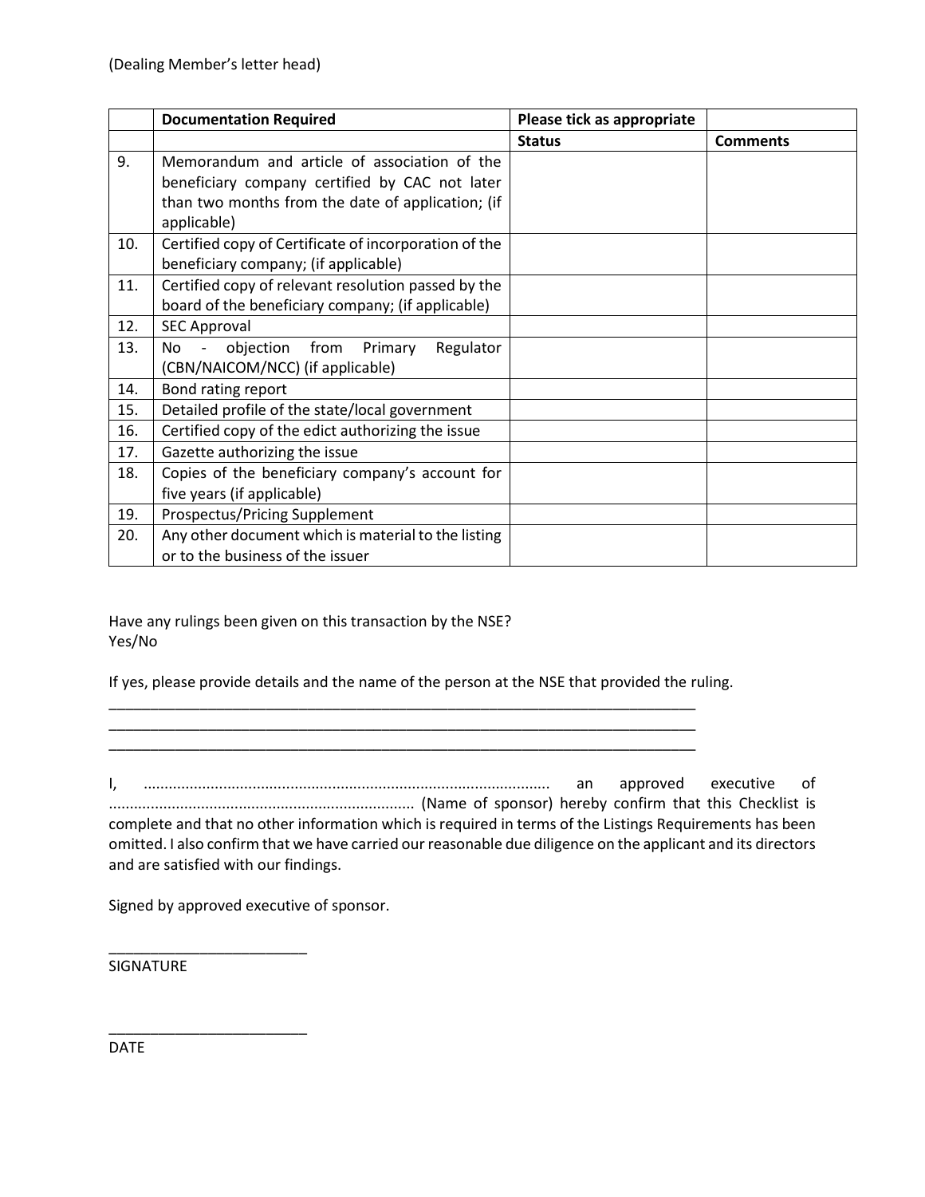(Dealing Member's letter head)

| | Documentation Required | Please tick as appropriate | |
|---|---|---|---|
| | | Status | Comments |
| 9. | Memorandum and article of association of the beneficiary company certified by CAC not later than two months from the date of application; (if applicable) | | |
| 10. | Certified copy of Certificate of incorporation of the beneficiary company; (if applicable) | | |
| 11. | Certified copy of relevant resolution passed by the board of the beneficiary company; (if applicable) | | |
| 12. | SEC Approval | | |
| 13. | No - objection from Primary Regulator (CBN/NAICOM/NCC) (if applicable) | | |
| 14. | Bond rating report | | |
| 15. | Detailed profile of the state/local government | | |
| 16. | Certified copy of the edict authorizing the issue | | |
| 17. | Gazette authorizing the issue | | |
| 18. | Copies of the beneficiary company's account for five years (if applicable) | | |
| 19. | Prospectus/Pricing Supplement | | |
| 20. | Any other document which is material to the listing or to the business of the issuer | | |

Have any rulings been given on this transaction by the NSE?
Yes/No

If yes, please provide details and the name of the person at the NSE that provided the ruling.

___________________________________________________________________________
___________________________________________________________________________
___________________________________________________________________________

I, ................................................................................................ an approved executive of ........................................................................ (Name of sponsor) hereby confirm that this Checklist is complete and that no other information which is required in terms of the Listings Requirements has been omitted. I also confirm that we have carried our reasonable due diligence on the applicant and its directors and are satisfied with our findings.

Signed by approved executive of sponsor.

_________________________
SIGNATURE

_________________________
DATE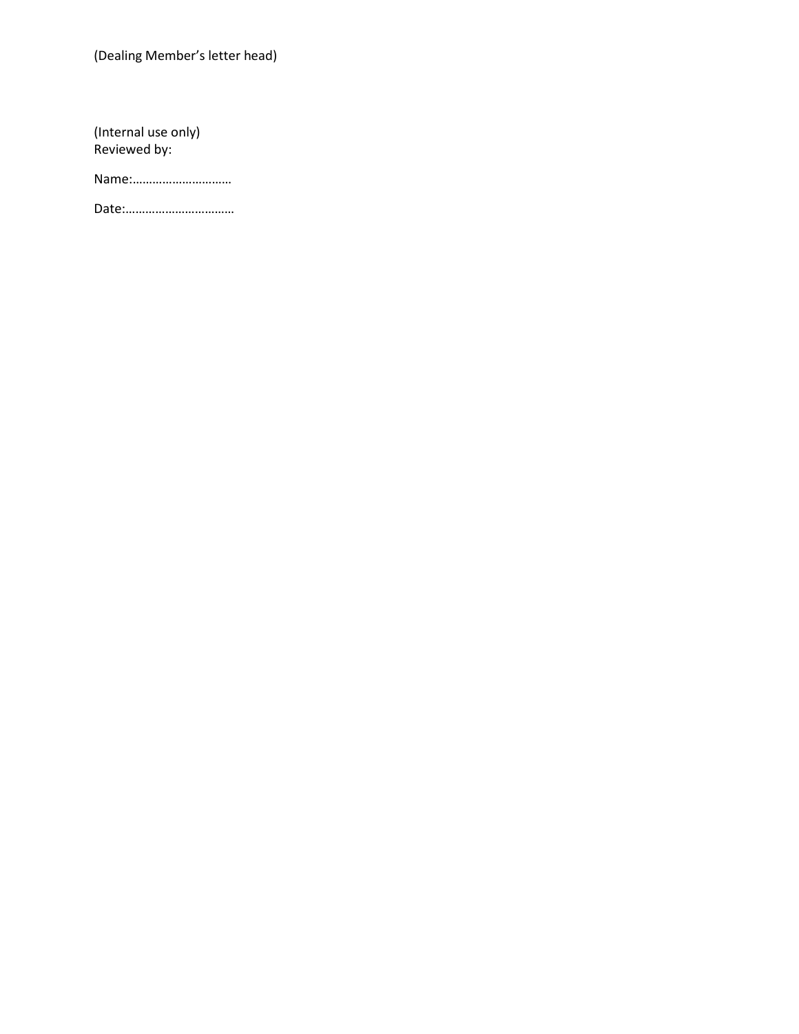(Dealing Member's letter head)

(Internal use only)
Reviewed by:

Name:…………………………

Date:……………………………